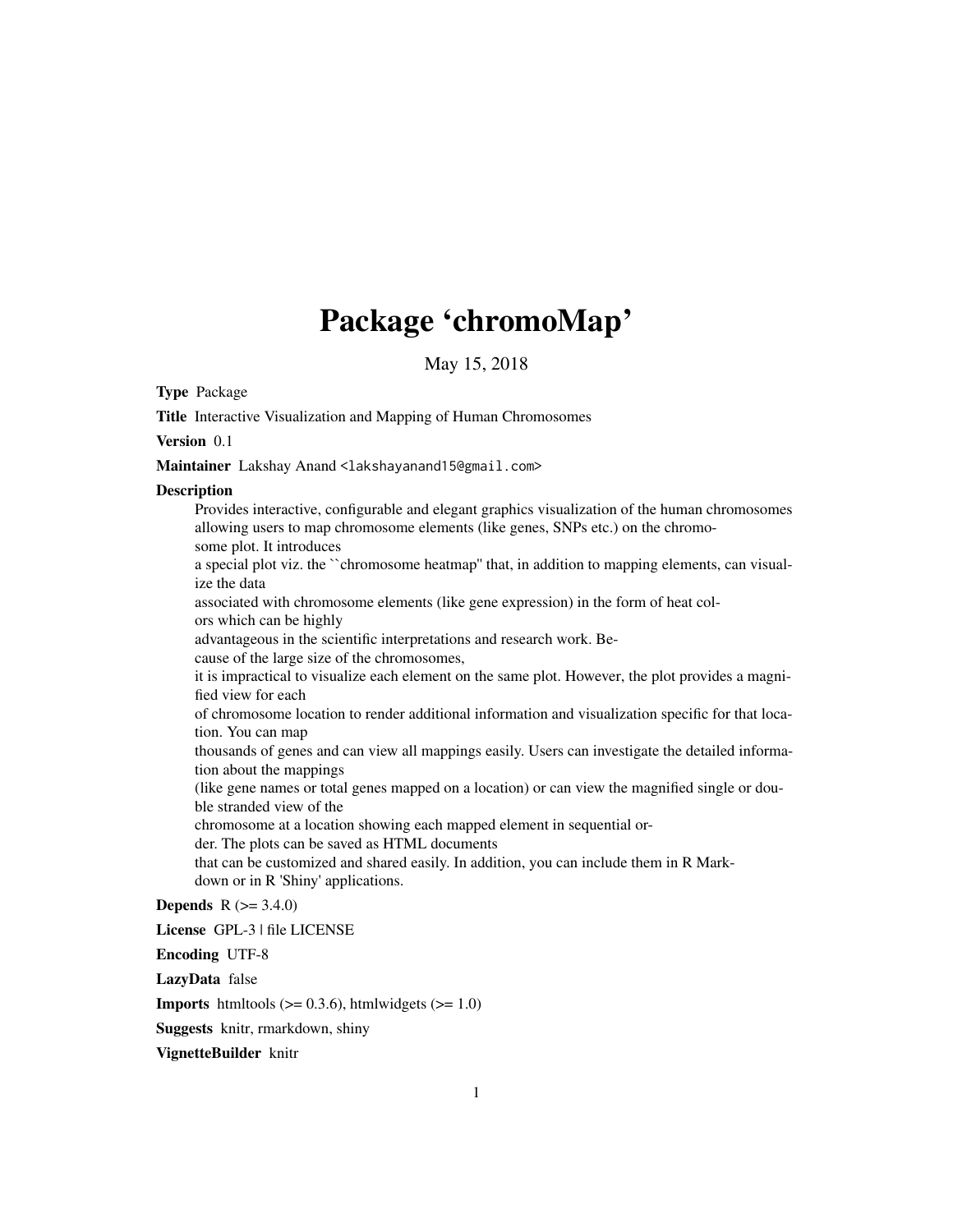# Package 'chromoMap'

May 15, 2018

**Type** Package

**Title** Interactive Visualization and Mapping of Human Chromosomes

**Version** 0.1

**Maintainer** Lakshay Anand <lakshayanand15@gmail.com>

**Description**
Provides interactive, configurable and elegant graphics visualization of the human chromosomes allowing users to map chromosome elements (like genes, SNPs etc.) on the chromosome plot. It introduces a special plot viz. the ``chromosome heatmap'' that, in addition to mapping elements, can visualize the data associated with chromosome elements (like gene expression) in the form of heat colors which can be highly advantageous in the scientific interpretations and research work. Because of the large size of the chromosomes, it is impractical to visualize each element on the same plot. However, the plot provides a magnified view for each of chromosome location to render additional information and visualization specific for that location. You can map thousands of genes and can view all mappings easily. Users can investigate the detailed information about the mappings (like gene names or total genes mapped on a location) or can view the magnified single or double stranded view of the chromosome at a location showing each mapped element in sequential order. The plots can be saved as HTML documents that can be customized and shared easily. In addition, you can include them in R Markdown or in R 'Shiny' applications.

**Depends** R (>= 3.4.0)

**License** GPL-3 | file LICENSE

**Encoding** UTF-8

**LazyData** false

**Imports** htmltools (>= 0.3.6), htmlwidgets (>= 1.0)

**Suggests** knitr, rmarkdown, shiny

**VignetteBuilder** knitr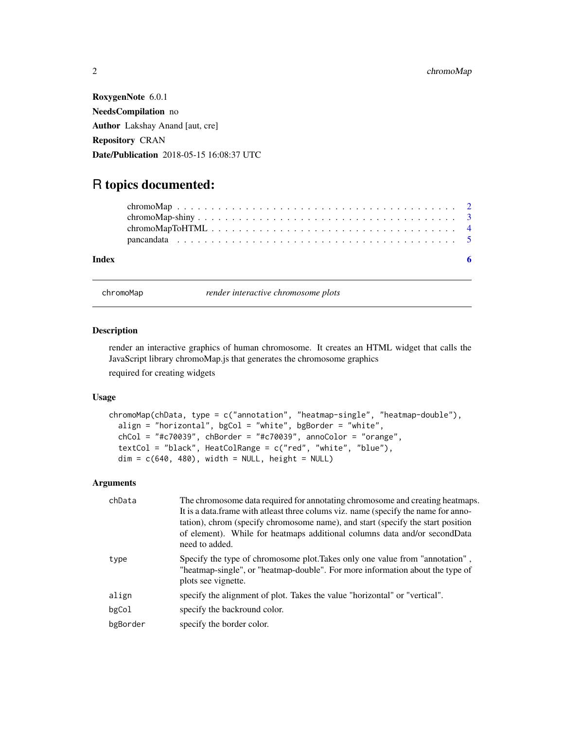**RoxygenNote** 6.0.1

**NeedsCompilation** no

**Author** Lakshay Anand [aut, cre]

**Repository** CRAN

**Date/Publication** 2018-05-15 16:08:37 UTC

# R topics documented:

chromoMap . . . . . . . . . . . . . . . . . . . . . . . . . . . . . . . . . . . . . . . . 2
chromoMap-shiny . . . . . . . . . . . . . . . . . . . . . . . . . . . . . . . . . . . . . 3
chromoMapToHTML . . . . . . . . . . . . . . . . . . . . . . . . . . . . . . . . . . . . 4
pancandata . . . . . . . . . . . . . . . . . . . . . . . . . . . . . . . . . . . . . . . . 5

**Index** 6

---

## chromoMap *render interactive chromosome plots*

### Description

render an interactive graphics of human chromosome. It creates an HTML widget that calls the JavaScript library chromoMap.js that generates the chromosome graphics

required for creating widgets

### Usage

```
chromoMap(chData, type = c("annotation", "heatmap-single", "heatmap-double"),
  align = "horizontal", bgCol = "white", bgBorder = "white",
  chCol = "#c70039", chBorder = "#c70039", annoColor = "orange",
  textCol = "black", HeatColRange = c("red", "white", "blue"),
  dim = c(640, 480), width = NULL, height = NULL)
```

### Arguments

| | |
|---|---|
| `chData` | The chromosome data required for annotating chromosome and creating heatmaps. It is a data.frame with atleast three colums viz. name (specify the name for annotation), chrom (specify chromosome name), and start (specify the start position of element). While for heatmaps additional columns data and/or secondData need to added. |
| `type` | Specify the type of chromosome plot.Takes only one value from "annotation" , "heatmap-single", or "heatmap-double". For more information about the type of plots see vignette. |
| `align` | specify the alignment of plot. Takes the value "horizontal" or "vertical". |
| `bgCol` | specify the backround color. |
| `bgBorder` | specify the border color. |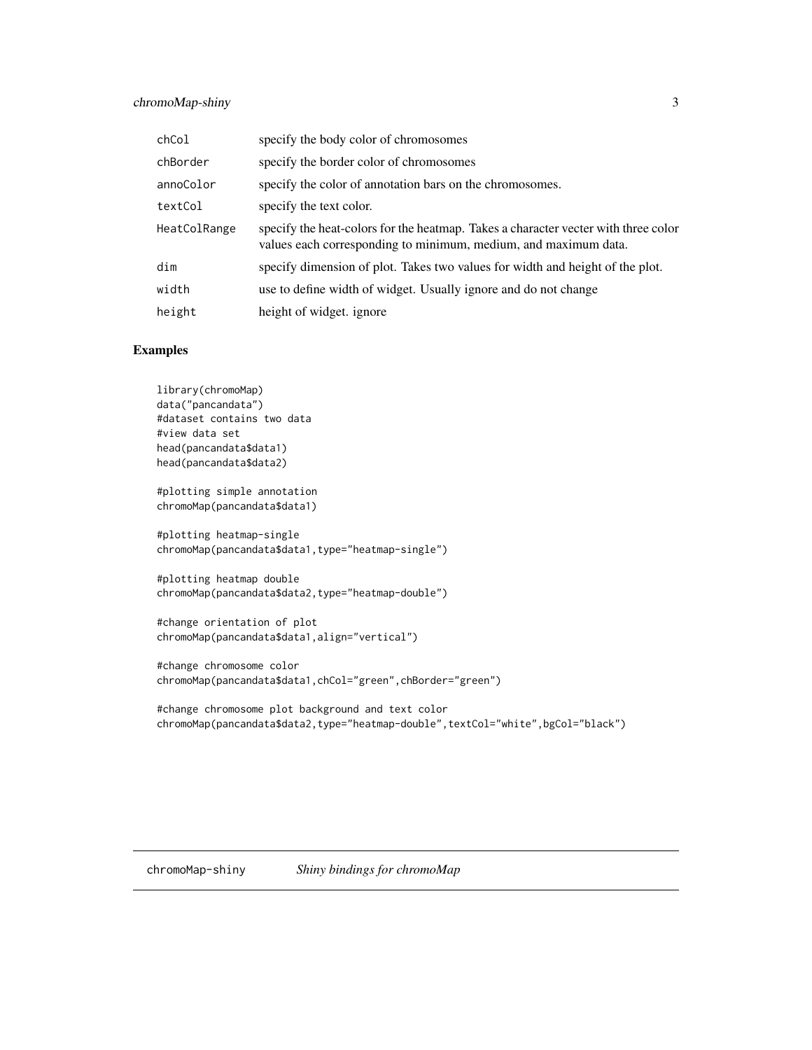| | |
|---|---|
| chCol | specify the body color of chromosomes |
| chBorder | specify the border color of chromosomes |
| annoColor | specify the color of annotation bars on the chromosomes. |
| textCol | specify the text color. |
| HeatColRange | specify the heat-colors for the heatmap. Takes a character vecter with three color values each corresponding to minimum, medium, and maximum data. |
| dim | specify dimension of plot. Takes two values for width and height of the plot. |
| width | use to define width of widget. Usually ignore and do not change |
| height | height of widget. ignore |

## Examples

```
library(chromoMap)
data("pancandata")
#dataset contains two data
#view data set
head(pancandata$data1)
head(pancandata$data2)

#plotting simple annotation
chromoMap(pancandata$data1)

#plotting heatmap-single
chromoMap(pancandata$data1,type="heatmap-single")

#plotting heatmap double
chromoMap(pancandata$data2,type="heatmap-double")

#change orientation of plot
chromoMap(pancandata$data1,align="vertical")

#change chromosome color
chromoMap(pancandata$data1,chCol="green",chBorder="green")

#change chromosome plot background and text color
chromoMap(pancandata$data2,type="heatmap-double",textCol="white",bgCol="black")
```

---

chromoMap-shiny *Shiny bindings for chromoMap*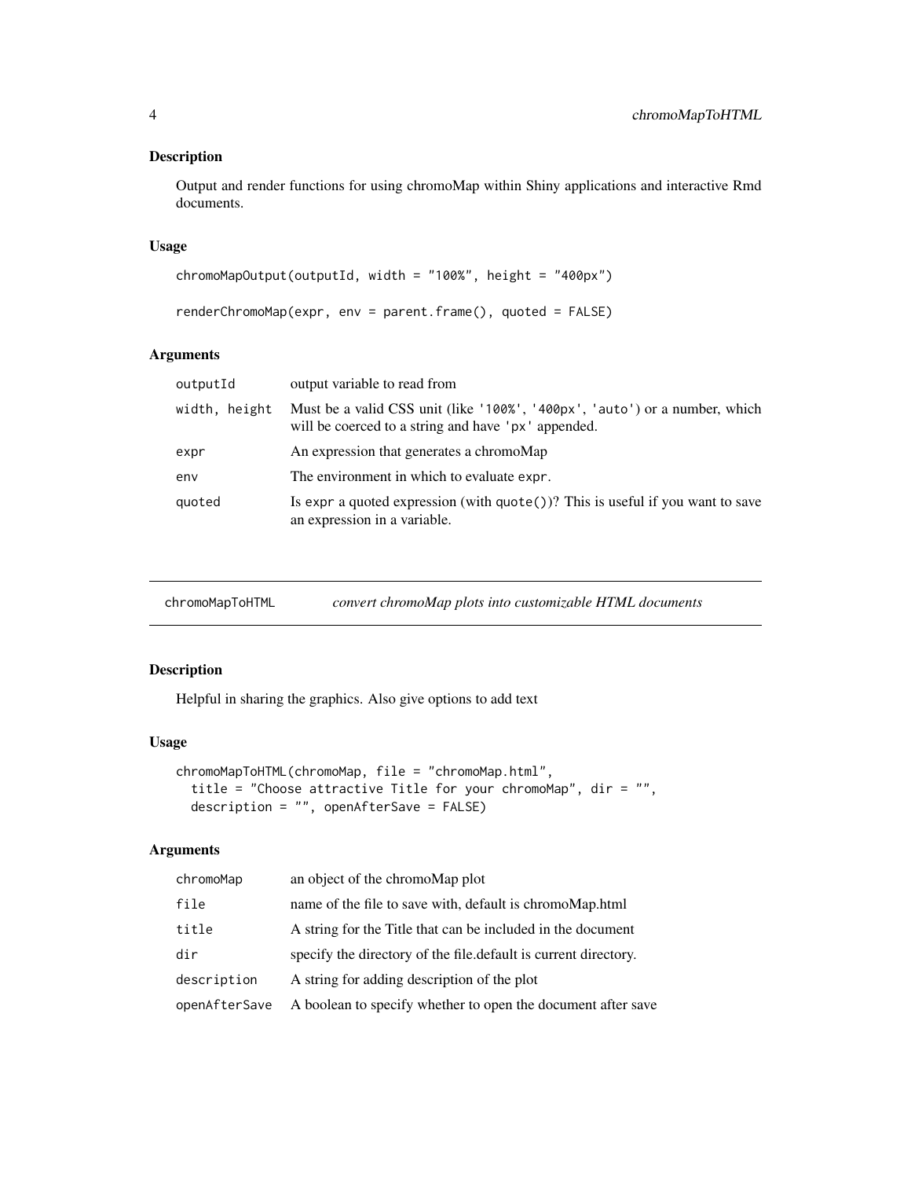## Description

Output and render functions for using chromoMap within Shiny applications and interactive Rmd documents.

## Usage

```
chromoMapOutput(outputId, width = "100%", height = "400px")

renderChromoMap(expr, env = parent.frame(), quoted = FALSE)
```

## Arguments

| | |
|---|---|
| outputId | output variable to read from |
| width, height | Must be a valid CSS unit (like '100%', '400px', 'auto') or a number, which will be coerced to a string and have 'px' appended. |
| expr | An expression that generates a chromoMap |
| env | The environment in which to evaluate expr. |
| quoted | Is expr a quoted expression (with quote())? This is useful if you want to save an expression in a variable. |

---

# chromoMapToHTML — *convert chromoMap plots into customizable HTML documents*

---

## Description

Helpful in sharing the graphics. Also give options to add text

## Usage

```
chromoMapToHTML(chromoMap, file = "chromoMap.html",
  title = "Choose attractive Title for your chromoMap", dir = "",
  description = "", openAfterSave = FALSE)
```

## Arguments

| | |
|---|---|
| chromoMap | an object of the chromoMap plot |
| file | name of the file to save with, default is chromoMap.html |
| title | A string for the Title that can be included in the document |
| dir | specify the directory of the file.default is current directory. |
| description | A string for adding description of the plot |
| openAfterSave | A boolean to specify whether to open the document after save |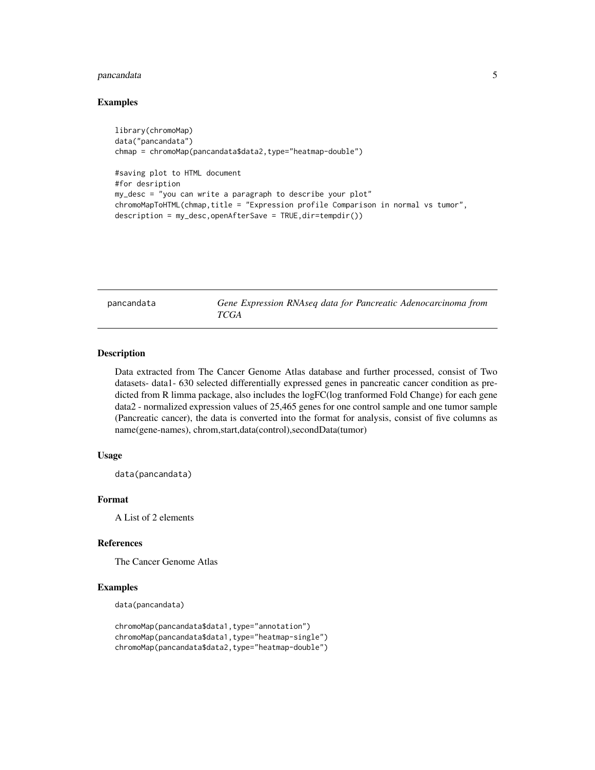### Examples

```
library(chromoMap)
data("pancandata")
chmap = chromoMap(pancandata$data2,type="heatmap-double")

#saving plot to HTML document
#for desription
my_desc = "you can write a paragraph to describe your plot"
chromoMapToHTML(chmap,title = "Expression profile Comparison in normal vs tumor",
description = my_desc,openAfterSave = TRUE,dir=tempdir())
```

---

## pancandata — *Gene Expression RNAseq data for Pancreatic Adenocarcinoma from TCGA*

---

### Description

Data extracted from The Cancer Genome Atlas database and further processed, consist of Two datasets- data1- 630 selected differentially expressed genes in pancreatic cancer condition as predicted from R limma package, also includes the logFC(log tranformed Fold Change) for each gene data2 - normalized expression values of 25,465 genes for one control sample and one tumor sample (Pancreatic cancer), the data is converted into the format for analysis, consist of five columns as name(gene-names), chrom,start,data(control),secondData(tumor)

### Usage

```
data(pancandata)
```

### Format

A List of 2 elements

### References

The Cancer Genome Atlas

### Examples

```
data(pancandata)

chromoMap(pancandata$data1,type="annotation")
chromoMap(pancandata$data1,type="heatmap-single")
chromoMap(pancandata$data2,type="heatmap-double")
```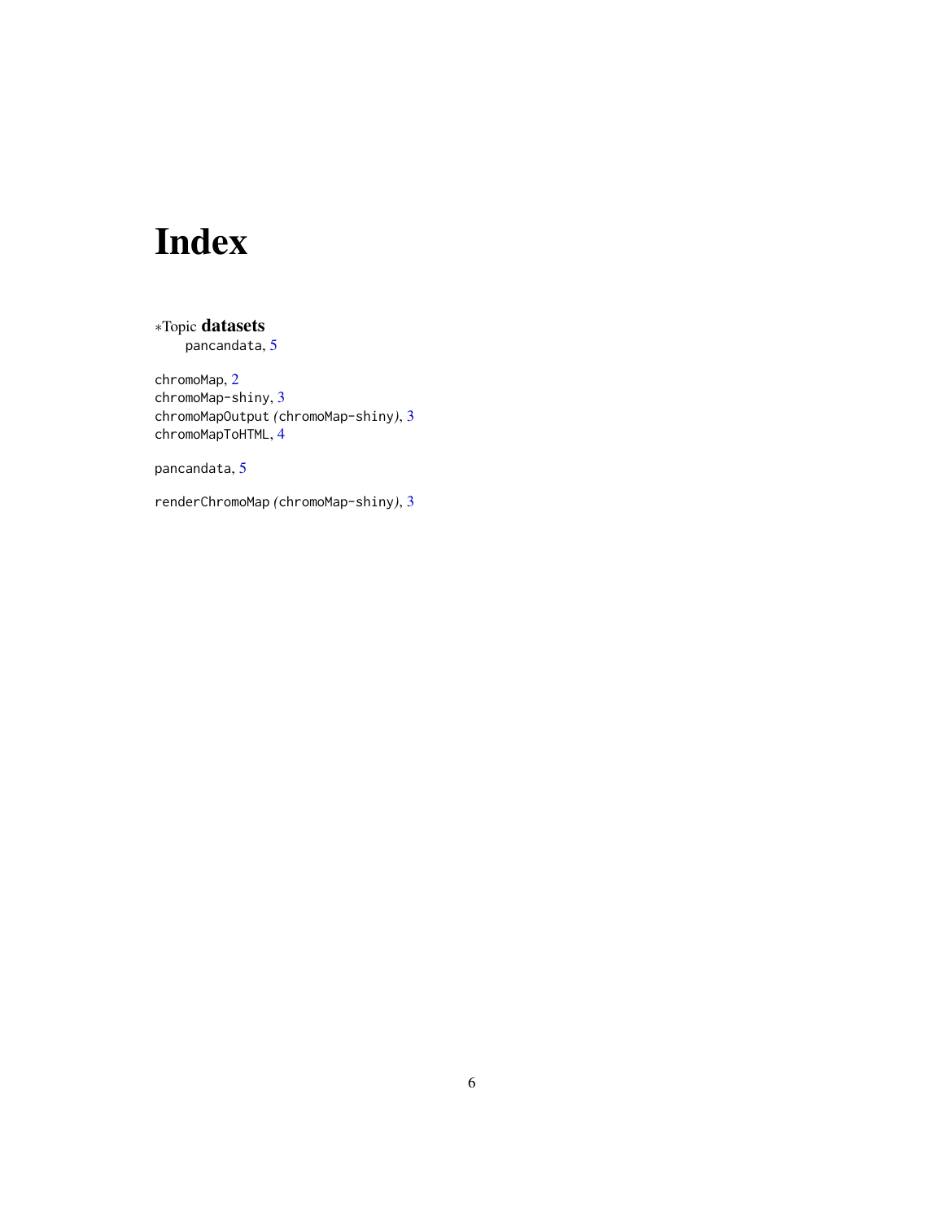# Index

*Topic **datasets**
    `pancandata`, 5

`chromoMap`, 2
`chromoMap-shiny`, 3
`chromoMapOutput` (`chromoMap-shiny`), 3
`chromoMapToHTML`, 4

`pancandata`, 5

`renderChromoMap` (`chromoMap-shiny`), 3